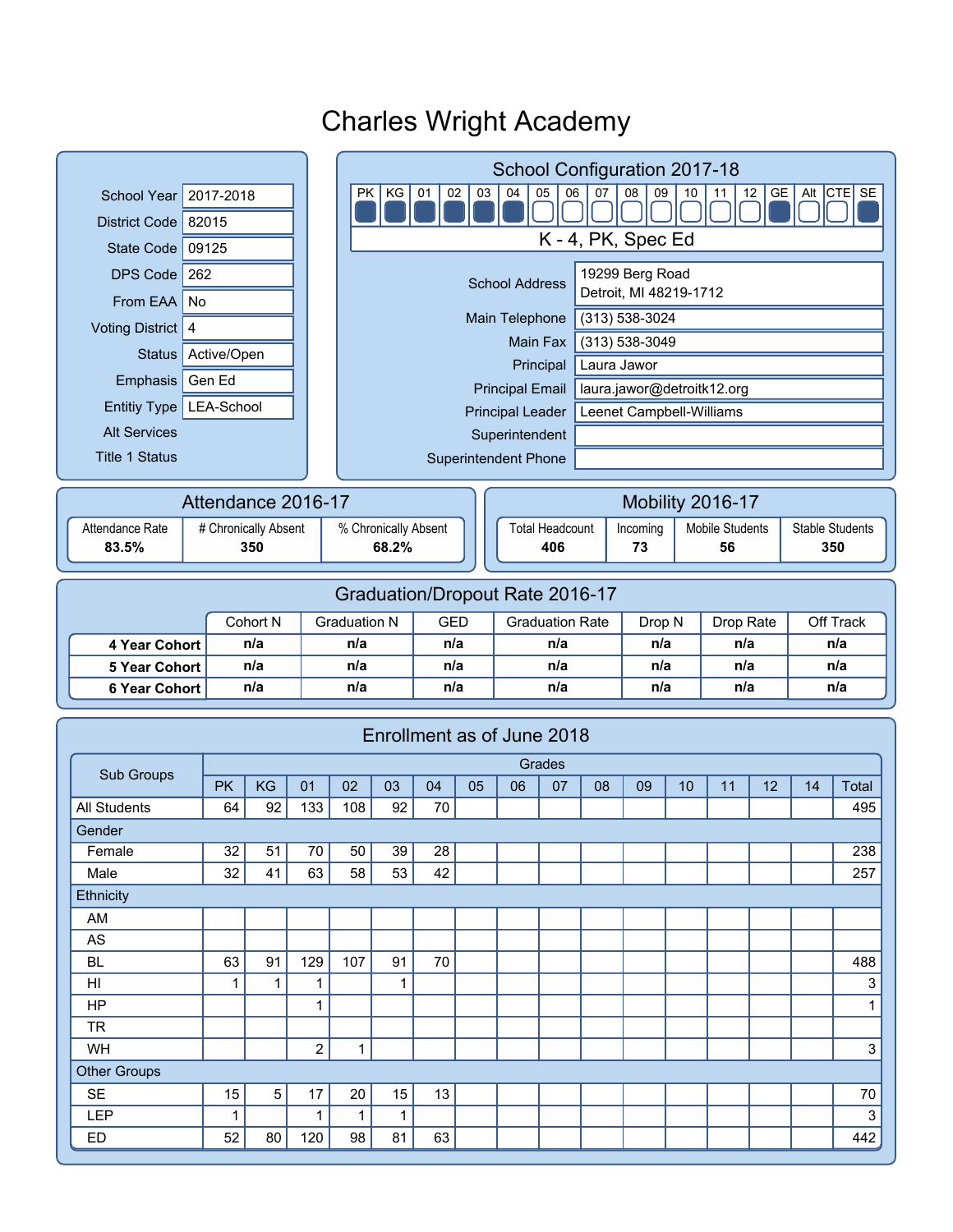# Charles Wright Academy

| | |
|---|---|
| School Year | 2017-2018 |
| District Code | 82015 |
| State Code | 09125 |
| DPS Code | 262 |
| From EAA | No |
| Voting District | 4 |
| Status | Active/Open |
| Emphasis | Gen Ed |
| Entitiy Type | LEA-School |
| Alt Services | |
| Title 1 Status | |

## School Configuration 2017-18

| PK | KG | 01 | 02 | 03 | 04 | 05 | 06 | 07 | 08 | 09 | 10 | 11 | 12 | GE | Alt | CTE | SE |
|---|---|---|---|---|---|---|---|---|---|---|---|---|---|---|---|---|---|
| ■ | ■ | ■ | ■ | ■ | ■ | □ | □ | □ | □ | □ | □ | □ | □ | ■ | □ | □ | ■ |

K - 4, PK, Spec Ed

| | |
|---|---|
| School Address | 19299 Berg Road<br>Detroit, MI 48219-1712 |
| Main Telephone | (313) 538-3024 |
| Main Fax | (313) 538-3049 |
| Principal | Laura Jawor |
| Principal Email | laura.jawor@detroitk12.org |
| Principal Leader | Leenet Campbell-Williams |
| Superintendent | |
| Superintendent Phone | |

## Attendance 2016-17

| Attendance Rate | # Chronically Absent | % Chronically Absent |
|---|---|---|
| 83.5% | 350 | 68.2% |

## Mobility 2016-17

| Total Headcount | Incoming | Mobile Students | Stable Students |
|---|---|---|---|
| 406 | 73 | 56 | 350 |

## Graduation/Dropout Rate 2016-17

| | Cohort N | Graduation N | GED | Graduation Rate | Drop N | Drop Rate | Off Track |
|---|---|---|---|---|---|---|---|
| **4 Year Cohort** | n/a | n/a | n/a | n/a | n/a | n/a | n/a |
| **5 Year Cohort** | n/a | n/a | n/a | n/a | n/a | n/a | n/a |
| **6 Year Cohort** | n/a | n/a | n/a | n/a | n/a | n/a | n/a |

## Enrollment as of June 2018

| Sub Groups | Grades | | | | | | | | | | | | | | | |
|---|---|---|---|---|---|---|---|---|---|---|---|---|---|---|---|---|
| | PK | KG | 01 | 02 | 03 | 04 | 05 | 06 | 07 | 08 | 09 | 10 | 11 | 12 | 14 | Total |
| All Students | 64 | 92 | 133 | 108 | 92 | 70 | | | | | | | | | | 495 |
| Gender | | | | | | | | | | | | | | | | |
| Female | 32 | 51 | 70 | 50 | 39 | 28 | | | | | | | | | | 238 |
| Male | 32 | 41 | 63 | 58 | 53 | 42 | | | | | | | | | | 257 |
| Ethnicity | | | | | | | | | | | | | | | | |
| AM | | | | | | | | | | | | | | | | |
| AS | | | | | | | | | | | | | | | | |
| BL | 63 | 91 | 129 | 107 | 91 | 70 | | | | | | | | | | 488 |
| HI | 1 | 1 | 1 | | 1 | | | | | | | | | | | 3 |
| HP | | | 1 | | | | | | | | | | | | | 1 |
| TR | | | | | | | | | | | | | | | | |
| WH | | | 2 | 1 | | | | | | | | | | | | 3 |
| Other Groups | | | | | | | | | | | | | | | | |
| SE | 15 | 5 | 17 | 20 | 15 | 13 | | | | | | | | | | 70 |
| LEP | 1 | | 1 | 1 | 1 | | | | | | | | | | | 3 |
| ED | 52 | 80 | 120 | 98 | 81 | 63 | | | | | | | | | | 442 |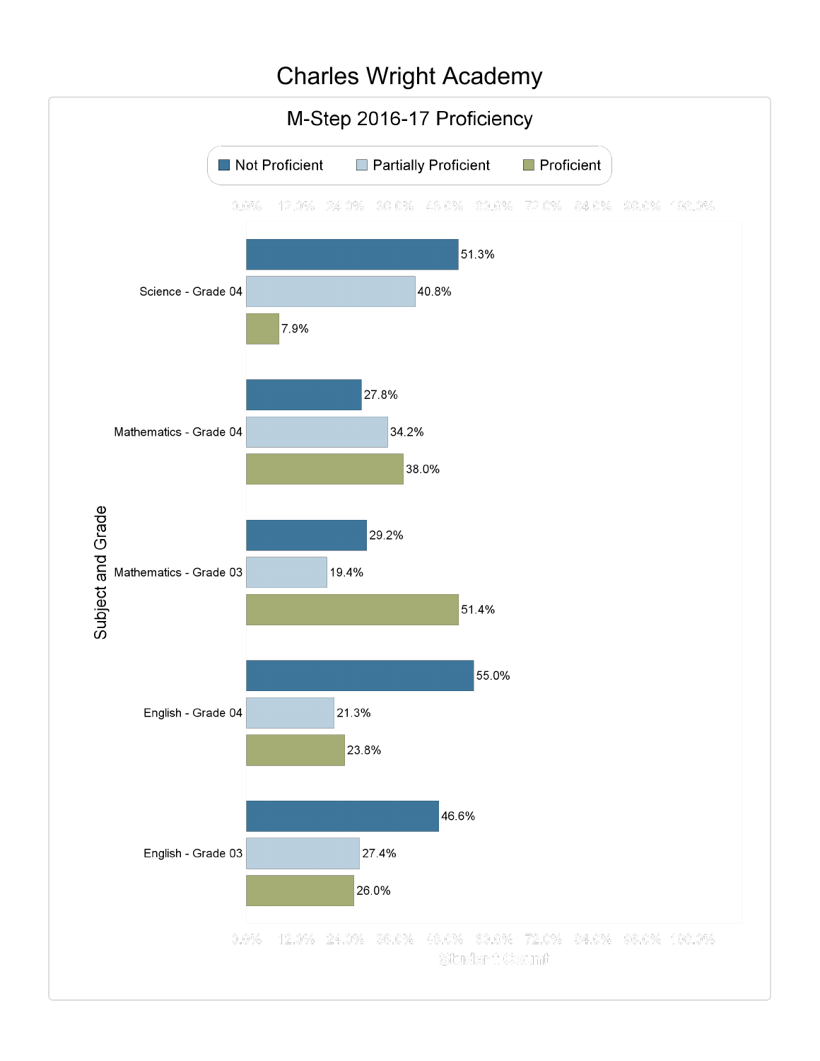# Charles Wright Academy

## M-Step 2016-17 Proficiency

| Subject and Grade | Not Proficient | Partially Proficient | Proficient |
|---|---|---|---|
| Science - Grade 04 | 51.3% | 40.8% | 7.9% |
| Mathematics - Grade 04 | 27.8% | 34.2% | 38.0% |
| Mathematics - Grade 03 | 29.2% | 19.4% | 51.4% |
| English - Grade 04 | 55.0% | 21.3% | 23.8% |
| English - Grade 03 | 46.6% | 27.4% | 26.0% |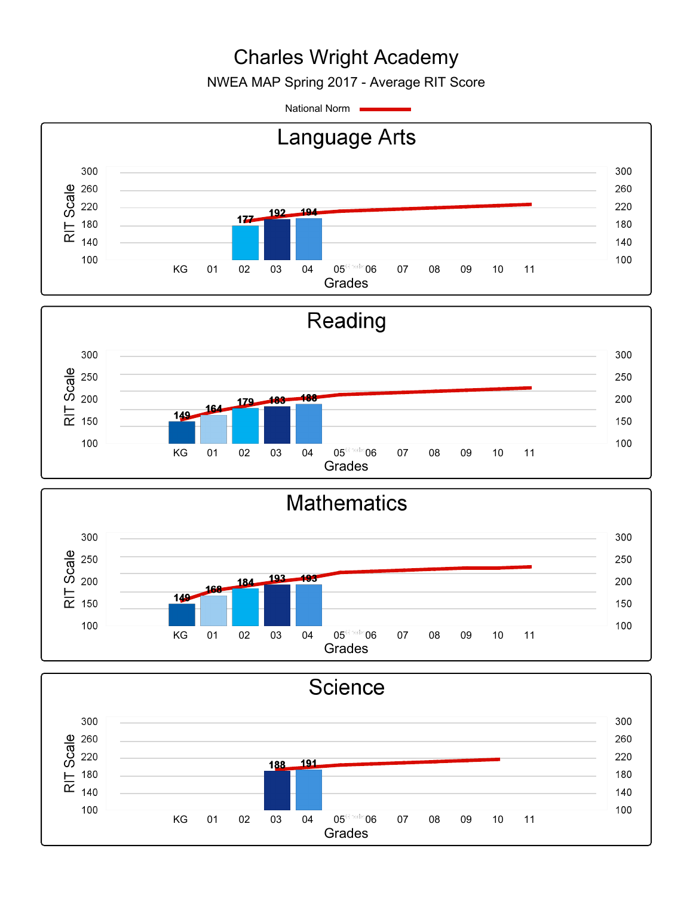# Charles Wright Academy

NWEA MAP Spring 2017 - Average RIT Score

National Norm

## Language Arts

| Grade | Average RIT Score |
|---|---|
| 02 | 177 |
| 03 | 192 |
| 04 | 194 |

## Reading

| Grade | Average RIT Score |
|---|---|
| KG | 149 |
| 01 | 164 |
| 02 | 179 |
| 03 | 183 |
| 04 | 188 |

## Mathematics

| Grade | Average RIT Score |
|---|---|
| KG | 149 |
| 01 | 168 |
| 02 | 184 |
| 03 | 193 |
| 04 | 193 |

## Science

| Grade | Average RIT Score |
|---|---|
| 03 | 188 |
| 04 | 191 |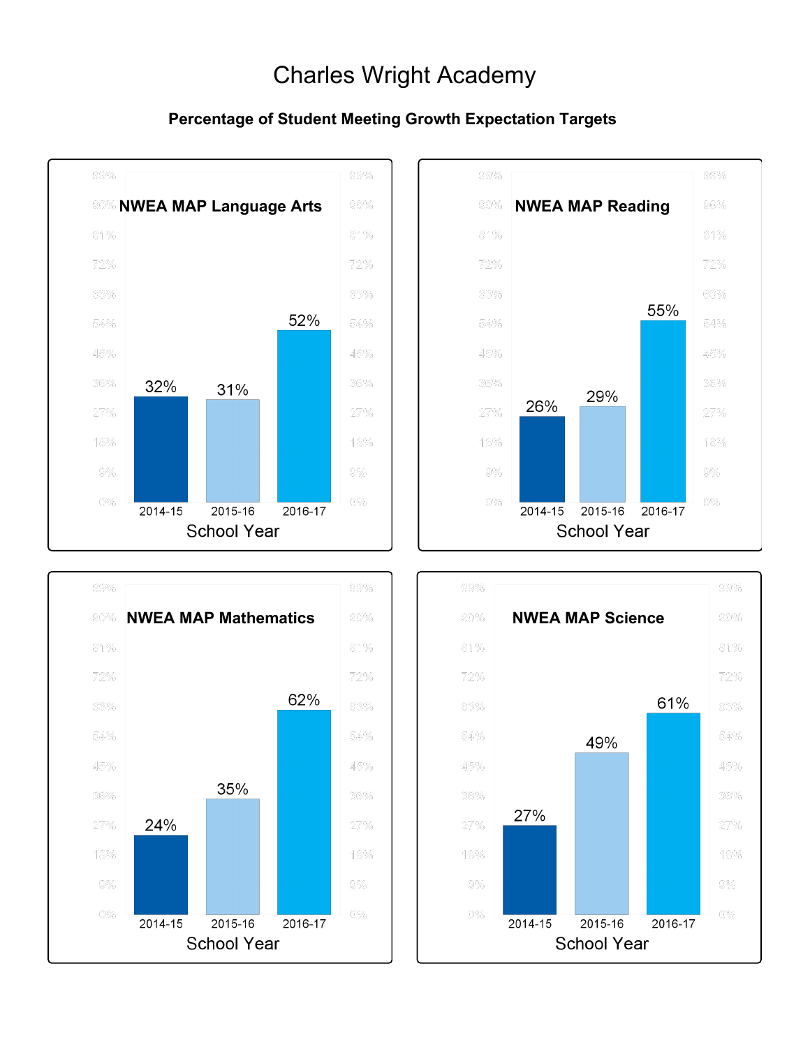# Charles Wright Academy

**Percentage of Student Meeting Growth Expectation Targets**

**NWEA MAP Language Arts**

32%
31%
52%

2014-15
2015-16
2016-17

School Year

**NWEA MAP Reading**

26%
29%
55%

2014-15
2015-16
2016-17

School Year

**NWEA MAP Mathematics**

24%
35%
62%

2014-15
2015-16
2016-17

School Year

**NWEA MAP Science**

27%
49%
61%

2014-15
2015-16
2016-17

School Year